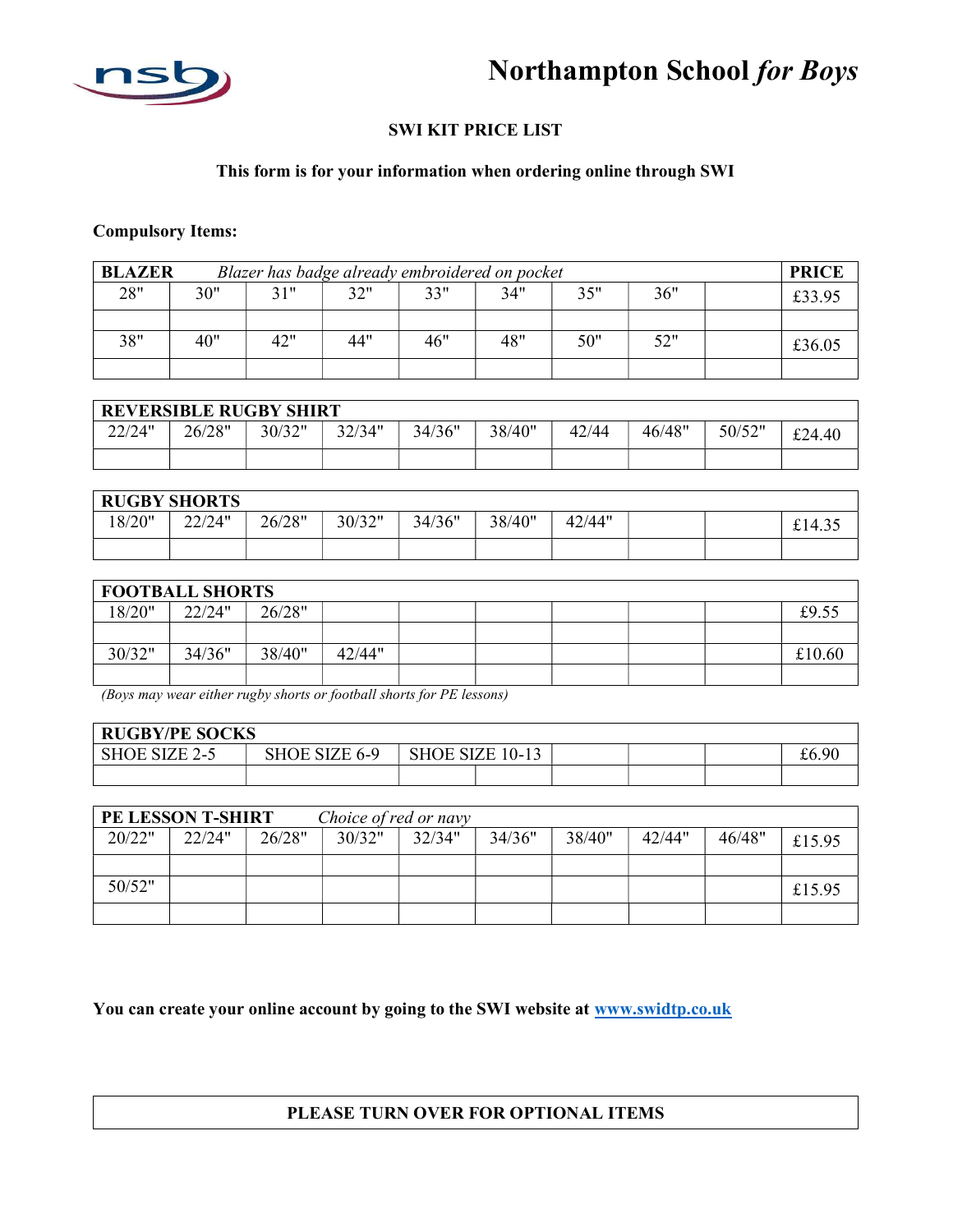# Northampton School *for Boys*

**SWI KIT PRICE LIST**

**This form is for your information when ordering online through SWI**

**Compulsory Items:**

| **BLAZER** *Blazer has badge already embroidered on pocket* | | | | | | | | | **PRICE** |
|---|---|---|---|---|---|---|---|---|---|
| 28" | 30" | 31" | 32" | 33" | 34" | 35" | 36" | | £33.95 |
| | | | | | | | | | |
| 38" | 40" | 42" | 44" | 46" | 48" | 50" | 52" | | £36.05 |
| | | | | | | | | | |

| **REVERSIBLE RUGBY SHIRT** | | | | | | | | | |
|---|---|---|---|---|---|---|---|---|---|
| 22/24" | 26/28" | 30/32" | 32/34" | 34/36" | 38/40" | 42/44 | 46/48" | 50/52" | £24.40 |
| | | | | | | | | | |

| **RUGBY SHORTS** | | | | | | | | | |
|---|---|---|---|---|---|---|---|---|---|
| 18/20" | 22/24" | 26/28" | 30/32" | 34/36" | 38/40" | 42/44" | | | £14.35 |
| | | | | | | | | | |

| **FOOTBALL SHORTS** | | | | | | | | | |
|---|---|---|---|---|---|---|---|---|---|
| 18/20" | 22/24" | 26/28" | | | | | | | £9.55 |
| | | | | | | | | | |
| 30/32" | 34/36" | 38/40" | 42/44" | | | | | | £10.60 |
| | | | | | | | | | |

*(Boys may wear either rugby shorts or football shorts for PE lessons)*

| **RUGBY/PE SOCKS** | | | | | | |
|---|---|---|---|---|---|---|
| SHOE SIZE 2-5 | SHOE SIZE 6-9 | SHOE SIZE 10-13 | | | | £6.90 |
| | | | | | | |

| **PE LESSON T-SHIRT** *Choice of red or navy* | | | | | | | | | |
|---|---|---|---|---|---|---|---|---|---|
| 20/22" | 22/24" | 26/28" | 30/32" | 32/34" | 34/36" | 38/40" | 42/44" | 46/48" | £15.95 |
| | | | | | | | | | |
| 50/52" | | | | | | | | | £15.95 |
| | | | | | | | | | |

**You can create your online account by going to the SWI website at [www.swidtp.co.uk](http://www.swidtp.co.uk)**

**PLEASE TURN OVER FOR OPTIONAL ITEMS**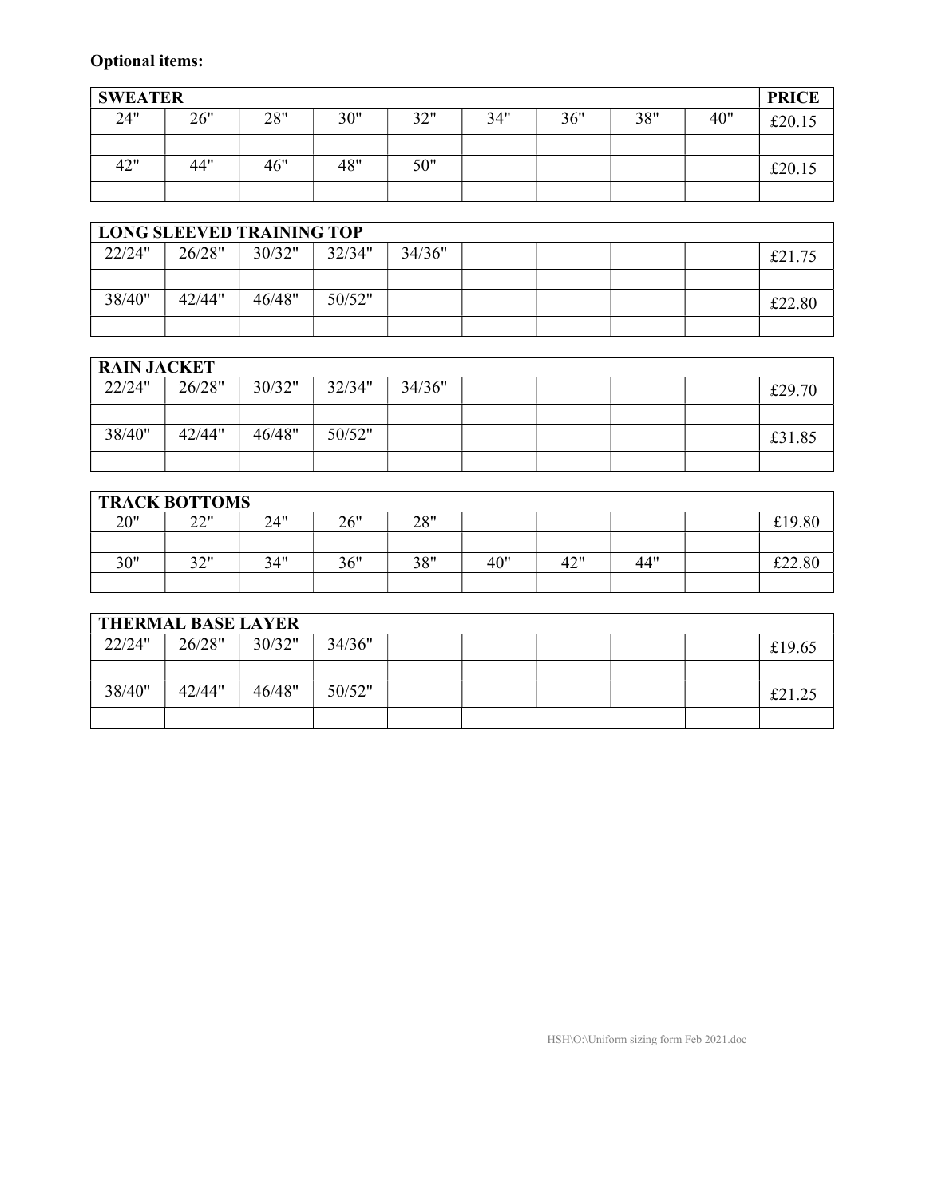**Optional items:**

| SWEATER | | | | | | | | | PRICE |
|---|---|---|---|---|---|---|---|---|---|
| 24" | 26" | 28" | 30" | 32" | 34" | 36" | 38" | 40" | £20.15 |
| | | | | | | | | | |
| 42" | 44" | 46" | 48" | 50" | | | | | £20.15 |
| | | | | | | | | | |

| LONG SLEEVED TRAINING TOP | | | | | | | | | |
|---|---|---|---|---|---|---|---|---|---|
| 22/24" | 26/28" | 30/32" | 32/34" | 34/36" | | | | | £21.75 |
| | | | | | | | | | |
| 38/40" | 42/44" | 46/48" | 50/52" | | | | | | £22.80 |
| | | | | | | | | | |

| RAIN JACKET | | | | | | | | | |
|---|---|---|---|---|---|---|---|---|---|
| 22/24" | 26/28" | 30/32" | 32/34" | 34/36" | | | | | £29.70 |
| | | | | | | | | | |
| 38/40" | 42/44" | 46/48" | 50/52" | | | | | | £31.85 |
| | | | | | | | | | |

| TRACK BOTTOMS | | | | | | | | | |
|---|---|---|---|---|---|---|---|---|---|
| 20" | 22" | 24" | 26" | 28" | | | | | £19.80 |
| | | | | | | | | | |
| 30" | 32" | 34" | 36" | 38" | 40" | 42" | 44" | | £22.80 |
| | | | | | | | | | |

| THERMAL BASE LAYER | | | | | | | | | |
|---|---|---|---|---|---|---|---|---|---|
| 22/24" | 26/28" | 30/32" | 34/36" | | | | | | £19.65 |
| | | | | | | | | | |
| 38/40" | 42/44" | 46/48" | 50/52" | | | | | | £21.25 |
| | | | | | | | | | |

HSH\O:\Uniform sizing form Feb 2021.doc